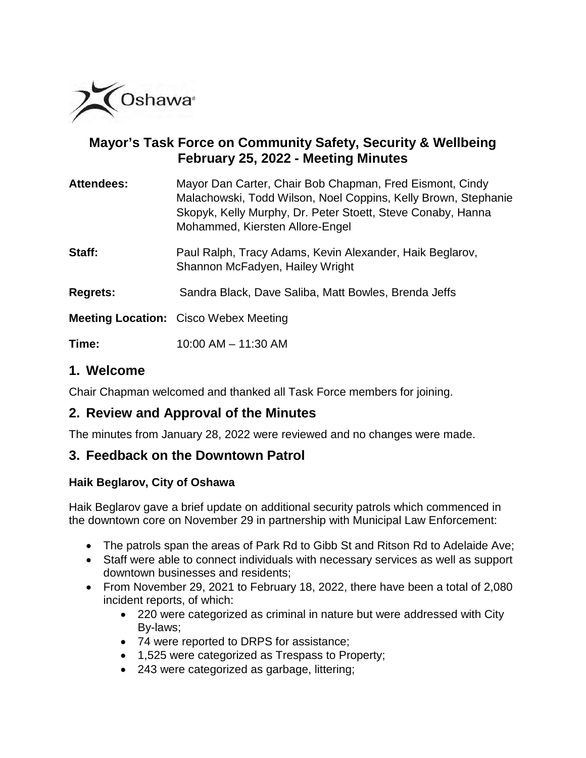## Mayor's Task Force on Community Safety, Security & Wellbeing February 25, 2022 - Meeting Minutes

**Attendees:** Mayor Dan Carter, Chair Bob Chapman, Fred Eismont, Cindy Malachowski, Todd Wilson, Noel Coppins, Kelly Brown, Stephanie Skopyk, Kelly Murphy, Dr. Peter Stoett, Steve Conaby, Hanna Mohammed, Kiersten Allore-Engel

**Staff:** Paul Ralph, Tracy Adams, Kevin Alexander, Haik Beglarov, Shannon McFadyen, Hailey Wright

**Regrets:** Sandra Black, Dave Saliba, Matt Bowles, Brenda Jeffs

**Meeting Location:** Cisco Webex Meeting

**Time:** 10:00 AM – 11:30 AM

## 1. Welcome

Chair Chapman welcomed and thanked all Task Force members for joining.

## 2. Review and Approval of the Minutes

The minutes from January 28, 2022 were reviewed and no changes were made.

## 3. Feedback on the Downtown Patrol

### Haik Beglarov, City of Oshawa

Haik Beglarov gave a brief update on additional security patrols which commenced in the downtown core on November 29 in partnership with Municipal Law Enforcement:

- The patrols span the areas of Park Rd to Gibb St and Ritson Rd to Adelaide Ave;
- Staff were able to connect individuals with necessary services as well as support downtown businesses and residents;
- From November 29, 2021 to February 18, 2022, there have been a total of 2,080 incident reports, of which:
  - 220 were categorized as criminal in nature but were addressed with City By-laws;
  - 74 were reported to DRPS for assistance;
  - 1,525 were categorized as Trespass to Property;
  - 243 were categorized as garbage, littering;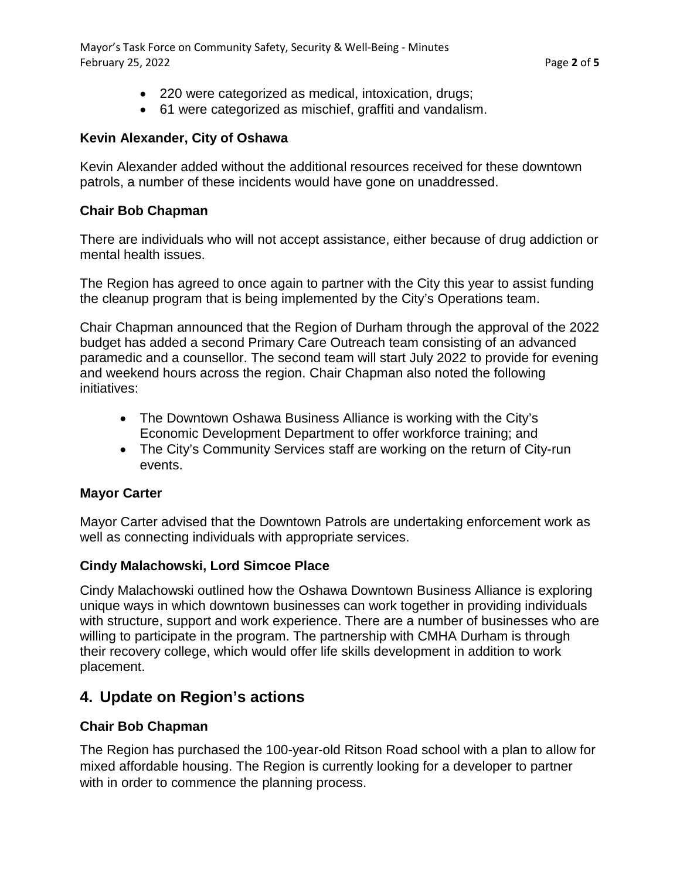- 220 were categorized as medical, intoxication, drugs;
- 61 were categorized as mischief, graffiti and vandalism.

**Kevin Alexander, City of Oshawa**

Kevin Alexander added without the additional resources received for these downtown patrols, a number of these incidents would have gone on unaddressed.

**Chair Bob Chapman**

There are individuals who will not accept assistance, either because of drug addiction or mental health issues.

The Region has agreed to once again to partner with the City this year to assist funding the cleanup program that is being implemented by the City's Operations team.

Chair Chapman announced that the Region of Durham through the approval of the 2022 budget has added a second Primary Care Outreach team consisting of an advanced paramedic and a counsellor. The second team will start July 2022 to provide for evening and weekend hours across the region. Chair Chapman also noted the following initiatives:

- The Downtown Oshawa Business Alliance is working with the City's Economic Development Department to offer workforce training; and
- The City's Community Services staff are working on the return of City-run events.

**Mayor Carter**

Mayor Carter advised that the Downtown Patrols are undertaking enforcement work as well as connecting individuals with appropriate services.

**Cindy Malachowski, Lord Simcoe Place**

Cindy Malachowski outlined how the Oshawa Downtown Business Alliance is exploring unique ways in which downtown businesses can work together in providing individuals with structure, support and work experience. There are a number of businesses who are willing to participate in the program. The partnership with CMHA Durham is through their recovery college, which would offer life skills development in addition to work placement.

## 4. Update on Region's actions

**Chair Bob Chapman**

The Region has purchased the 100-year-old Ritson Road school with a plan to allow for mixed affordable housing. The Region is currently looking for a developer to partner with in order to commence the planning process.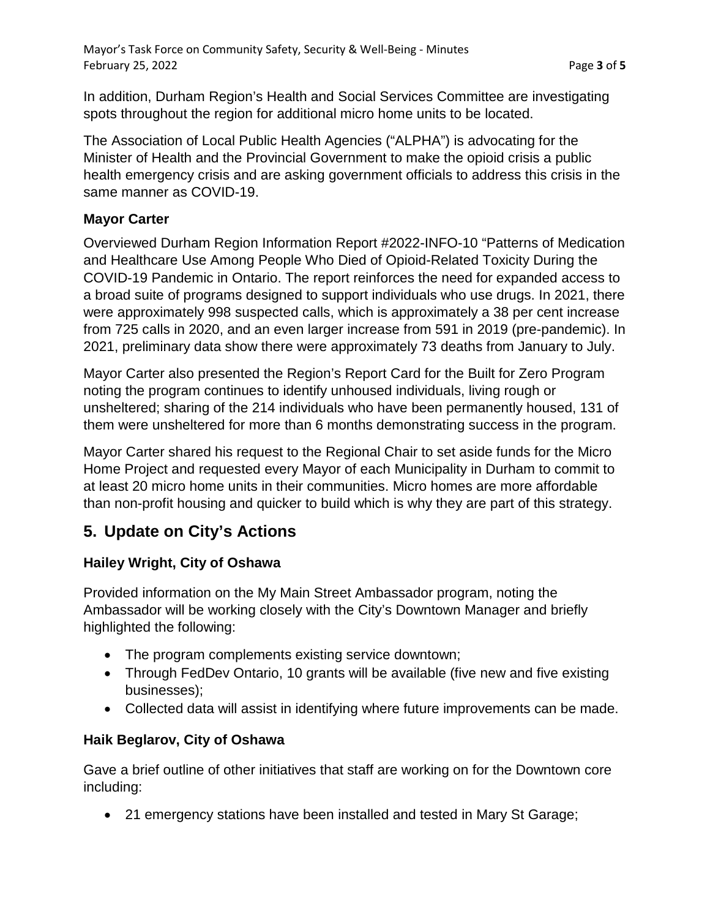In addition, Durham Region's Health and Social Services Committee are investigating spots throughout the region for additional micro home units to be located.

The Association of Local Public Health Agencies ("ALPHA") is advocating for the Minister of Health and the Provincial Government to make the opioid crisis a public health emergency crisis and are asking government officials to address this crisis in the same manner as COVID-19.

**Mayor Carter**

Overviewed Durham Region Information Report #2022-INFO-10 "Patterns of Medication and Healthcare Use Among People Who Died of Opioid-Related Toxicity During the COVID-19 Pandemic in Ontario. The report reinforces the need for expanded access to a broad suite of programs designed to support individuals who use drugs. In 2021, there were approximately 998 suspected calls, which is approximately a 38 per cent increase from 725 calls in 2020, and an even larger increase from 591 in 2019 (pre-pandemic). In 2021, preliminary data show there were approximately 73 deaths from January to July.

Mayor Carter also presented the Region's Report Card for the Built for Zero Program noting the program continues to identify unhoused individuals, living rough or unsheltered; sharing of the 214 individuals who have been permanently housed, 131 of them were unsheltered for more than 6 months demonstrating success in the program.

Mayor Carter shared his request to the Regional Chair to set aside funds for the Micro Home Project and requested every Mayor of each Municipality in Durham to commit to at least 20 micro home units in their communities. Micro homes are more affordable than non-profit housing and quicker to build which is why they are part of this strategy.

## 5. Update on City's Actions

**Hailey Wright, City of Oshawa**

Provided information on the My Main Street Ambassador program, noting the Ambassador will be working closely with the City's Downtown Manager and briefly highlighted the following:

- The program complements existing service downtown;
- Through FedDev Ontario, 10 grants will be available (five new and five existing businesses);
- Collected data will assist in identifying where future improvements can be made.

**Haik Beglarov, City of Oshawa**

Gave a brief outline of other initiatives that staff are working on for the Downtown core including:

- 21 emergency stations have been installed and tested in Mary St Garage;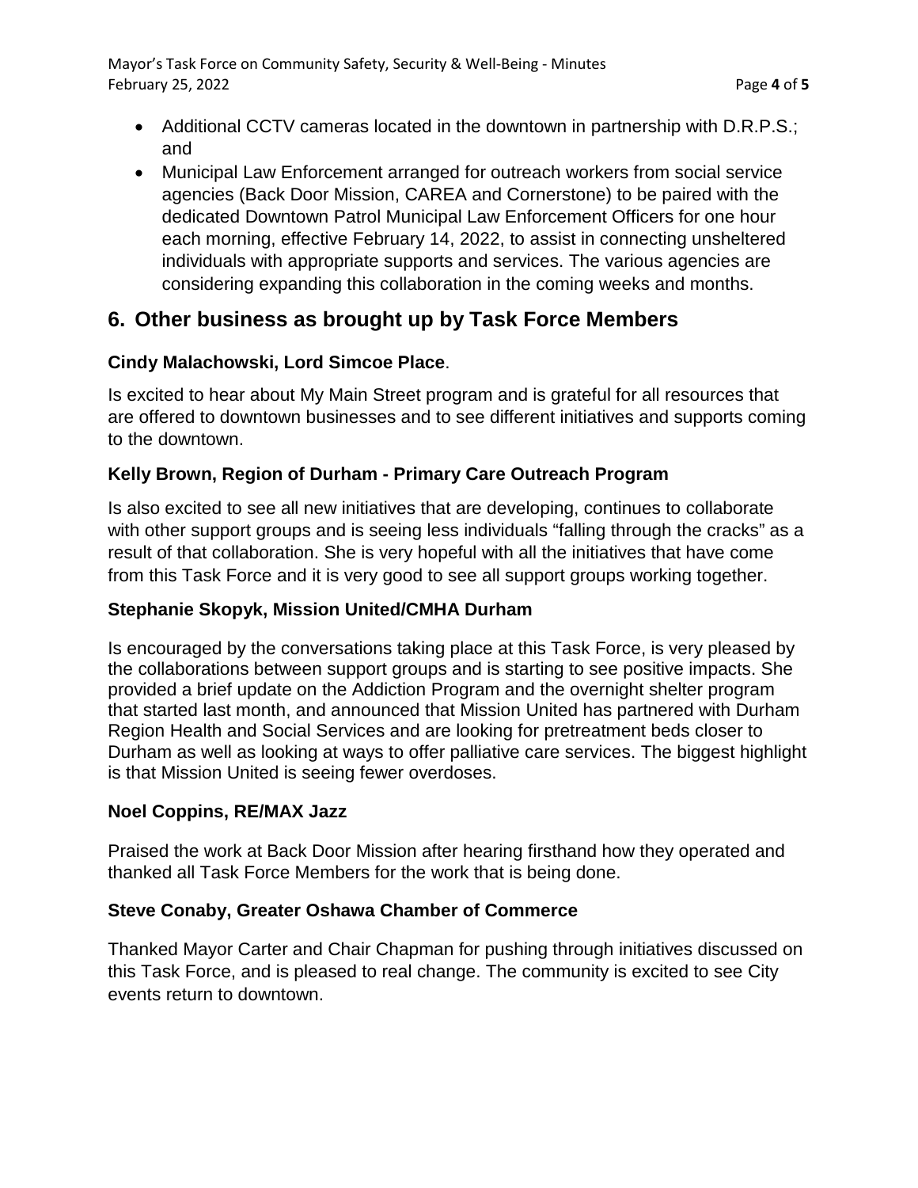- Additional CCTV cameras located in the downtown in partnership with D.R.P.S.; and
- Municipal Law Enforcement arranged for outreach workers from social service agencies (Back Door Mission, CAREA and Cornerstone) to be paired with the dedicated Downtown Patrol Municipal Law Enforcement Officers for one hour each morning, effective February 14, 2022, to assist in connecting unsheltered individuals with appropriate supports and services. The various agencies are considering expanding this collaboration in the coming weeks and months.

## 6. Other business as brought up by Task Force Members

### Cindy Malachowski, Lord Simcoe Place.

Is excited to hear about My Main Street program and is grateful for all resources that are offered to downtown businesses and to see different initiatives and supports coming to the downtown.

### Kelly Brown, Region of Durham - Primary Care Outreach Program

Is also excited to see all new initiatives that are developing, continues to collaborate with other support groups and is seeing less individuals "falling through the cracks" as a result of that collaboration. She is very hopeful with all the initiatives that have come from this Task Force and it is very good to see all support groups working together.

### Stephanie Skopyk, Mission United/CMHA Durham

Is encouraged by the conversations taking place at this Task Force, is very pleased by the collaborations between support groups and is starting to see positive impacts. She provided a brief update on the Addiction Program and the overnight shelter program that started last month, and announced that Mission United has partnered with Durham Region Health and Social Services and are looking for pretreatment beds closer to Durham as well as looking at ways to offer palliative care services. The biggest highlight is that Mission United is seeing fewer overdoses.

### Noel Coppins, RE/MAX Jazz

Praised the work at Back Door Mission after hearing firsthand how they operated and thanked all Task Force Members for the work that is being done.

### Steve Conaby, Greater Oshawa Chamber of Commerce

Thanked Mayor Carter and Chair Chapman for pushing through initiatives discussed on this Task Force, and is pleased to real change. The community is excited to see City events return to downtown.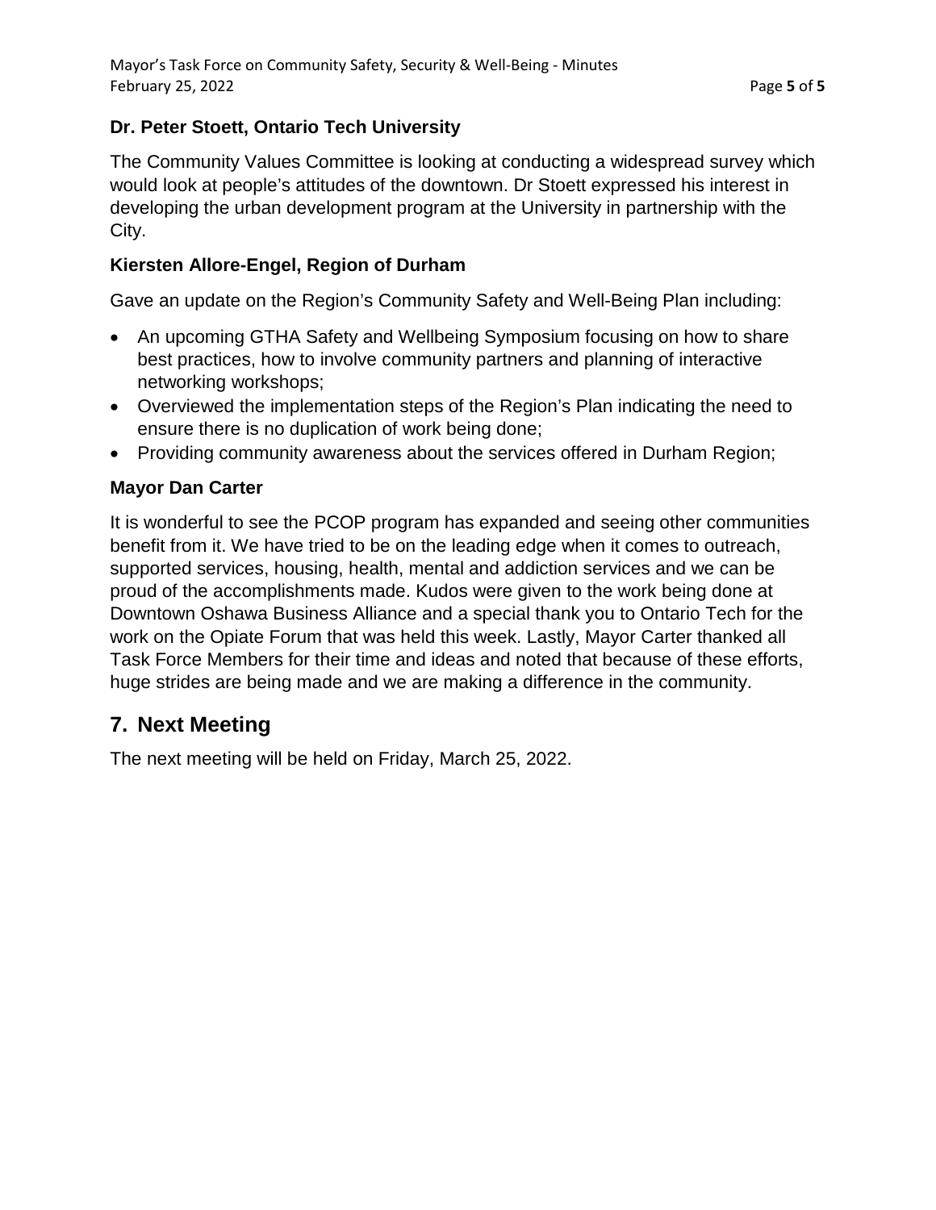**Dr. Peter Stoett, Ontario Tech University**

The Community Values Committee is looking at conducting a widespread survey which would look at people's attitudes of the downtown. Dr Stoett expressed his interest in developing the urban development program at the University in partnership with the City.

**Kiersten Allore-Engel, Region of Durham**

Gave an update on the Region's Community Safety and Well-Being Plan including:

- An upcoming GTHA Safety and Wellbeing Symposium focusing on how to share best practices, how to involve community partners and planning of interactive networking workshops;
- Overviewed the implementation steps of the Region's Plan indicating the need to ensure there is no duplication of work being done;
- Providing community awareness about the services offered in Durham Region;

**Mayor Dan Carter**

It is wonderful to see the PCOP program has expanded and seeing other communities benefit from it. We have tried to be on the leading edge when it comes to outreach, supported services, housing, health, mental and addiction services and we can be proud of the accomplishments made. Kudos were given to the work being done at Downtown Oshawa Business Alliance and a special thank you to Ontario Tech for the work on the Opiate Forum that was held this week. Lastly, Mayor Carter thanked all Task Force Members for their time and ideas and noted that because of these efforts, huge strides are being made and we are making a difference in the community.

## 7. Next Meeting

The next meeting will be held on Friday, March 25, 2022.